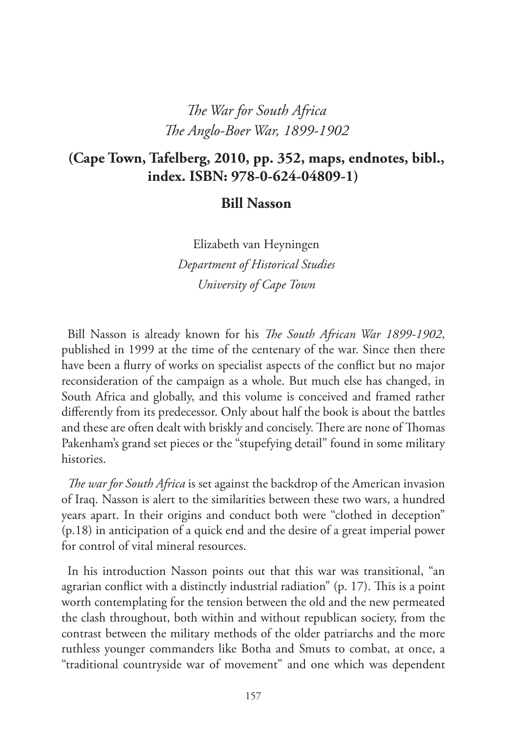# *The War for South Africa*
# *The Anglo-Boer War, 1899-1902*

## (Cape Town, Tafelberg, 2010, pp. 352, maps, endnotes, bibl., index. ISBN: 978-0-624-04809-1)

### Bill Nasson

Elizabeth van Heyningen
*Department of Historical Studies*
*University of Cape Town*

Bill Nasson is already known for his *The South African War 1899-1902*, published in 1999 at the time of the centenary of the war. Since then there have been a flurry of works on specialist aspects of the conflict but no major reconsideration of the campaign as a whole. But much else has changed, in South Africa and globally, and this volume is conceived and framed rather differently from its predecessor. Only about half the book is about the battles and these are often dealt with briskly and concisely. There are none of Thomas Pakenham's grand set pieces or the "stupefying detail" found in some military histories.

*The war for South Africa* is set against the backdrop of the American invasion of Iraq. Nasson is alert to the similarities between these two wars, a hundred years apart. In their origins and conduct both were "clothed in deception" (p.18) in anticipation of a quick end and the desire of a great imperial power for control of vital mineral resources.

In his introduction Nasson points out that this war was transitional, "an agrarian conflict with a distinctly industrial radiation" (p. 17). This is a point worth contemplating for the tension between the old and the new permeated the clash throughout, both within and without republican society, from the contrast between the military methods of the older patriarchs and the more ruthless younger commanders like Botha and Smuts to combat, at once, a "traditional countryside war of movement" and one which was dependent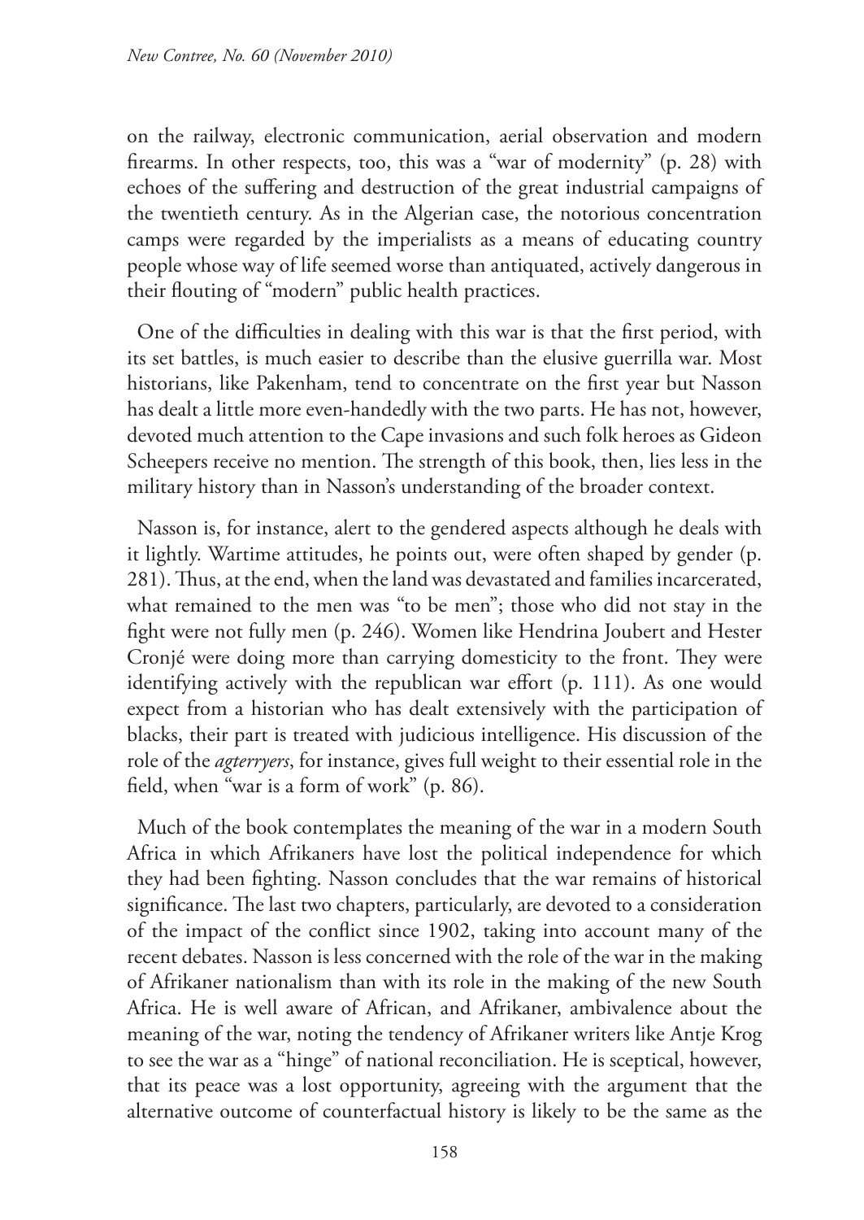on the railway, electronic communication, aerial observation and modern firearms. In other respects, too, this was a "war of modernity" (p. 28) with echoes of the suffering and destruction of the great industrial campaigns of the twentieth century. As in the Algerian case, the notorious concentration camps were regarded by the imperialists as a means of educating country people whose way of life seemed worse than antiquated, actively dangerous in their flouting of "modern" public health practices.

One of the difficulties in dealing with this war is that the first period, with its set battles, is much easier to describe than the elusive guerrilla war. Most historians, like Pakenham, tend to concentrate on the first year but Nasson has dealt a little more even-handedly with the two parts. He has not, however, devoted much attention to the Cape invasions and such folk heroes as Gideon Scheepers receive no mention. The strength of this book, then, lies less in the military history than in Nasson's understanding of the broader context.

Nasson is, for instance, alert to the gendered aspects although he deals with it lightly. Wartime attitudes, he points out, were often shaped by gender (p. 281). Thus, at the end, when the land was devastated and families incarcerated, what remained to the men was "to be men"; those who did not stay in the fight were not fully men (p. 246). Women like Hendrina Joubert and Hester Cronjé were doing more than carrying domesticity to the front. They were identifying actively with the republican war effort (p. 111). As one would expect from a historian who has dealt extensively with the participation of blacks, their part is treated with judicious intelligence. His discussion of the role of the *agterryers*, for instance, gives full weight to their essential role in the field, when "war is a form of work" (p. 86).

Much of the book contemplates the meaning of the war in a modern South Africa in which Afrikaners have lost the political independence for which they had been fighting. Nasson concludes that the war remains of historical significance. The last two chapters, particularly, are devoted to a consideration of the impact of the conflict since 1902, taking into account many of the recent debates. Nasson is less concerned with the role of the war in the making of Afrikaner nationalism than with its role in the making of the new South Africa. He is well aware of African, and Afrikaner, ambivalence about the meaning of the war, noting the tendency of Afrikaner writers like Antje Krog to see the war as a "hinge" of national reconciliation. He is sceptical, however, that its peace was a lost opportunity, agreeing with the argument that the alternative outcome of counterfactual history is likely to be the same as the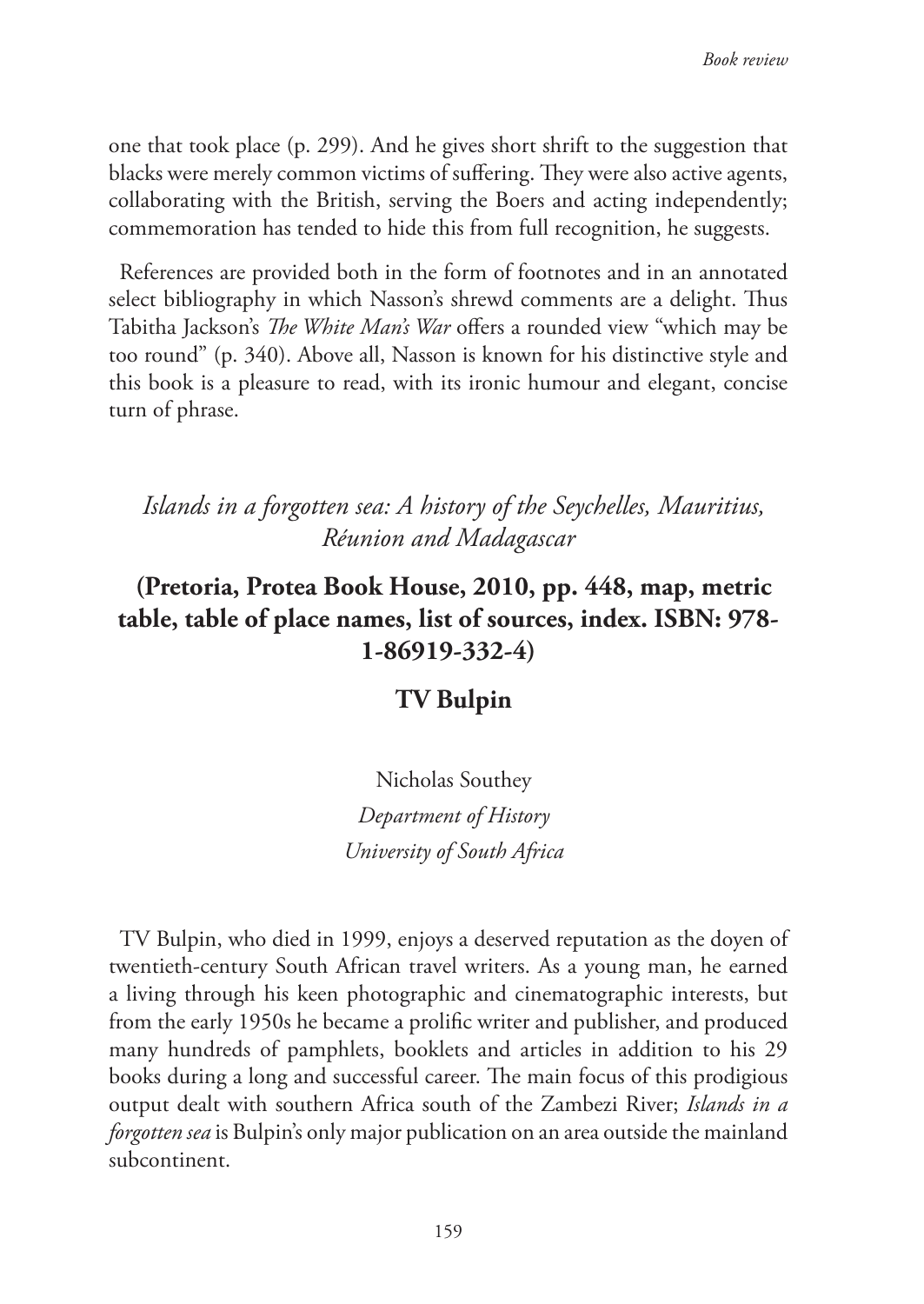one that took place (p. 299). And he gives short shrift to the suggestion that blacks were merely common victims of suffering. They were also active agents, collaborating with the British, serving the Boers and acting independently; commemoration has tended to hide this from full recognition, he suggests.

References are provided both in the form of footnotes and in an annotated select bibliography in which Nasson's shrewd comments are a delight. Thus Tabitha Jackson's *The White Man's War* offers a rounded view "which may be too round" (p. 340). Above all, Nasson is known for his distinctive style and this book is a pleasure to read, with its ironic humour and elegant, concise turn of phrase.

## *Islands in a forgotten sea: A history of the Seychelles, Mauritius, Réunion and Madagascar*

## **(Pretoria, Protea Book House, 2010, pp. 448, map, metric table, table of place names, list of sources, index. ISBN: 978-1-86919-332-4)**

## **TV Bulpin**

Nicholas Southey
*Department of History*
*University of South Africa*

TV Bulpin, who died in 1999, enjoys a deserved reputation as the doyen of twentieth-century South African travel writers. As a young man, he earned a living through his keen photographic and cinematographic interests, but from the early 1950s he became a prolific writer and publisher, and produced many hundreds of pamphlets, booklets and articles in addition to his 29 books during a long and successful career. The main focus of this prodigious output dealt with southern Africa south of the Zambezi River; *Islands in a forgotten sea* is Bulpin's only major publication on an area outside the mainland subcontinent.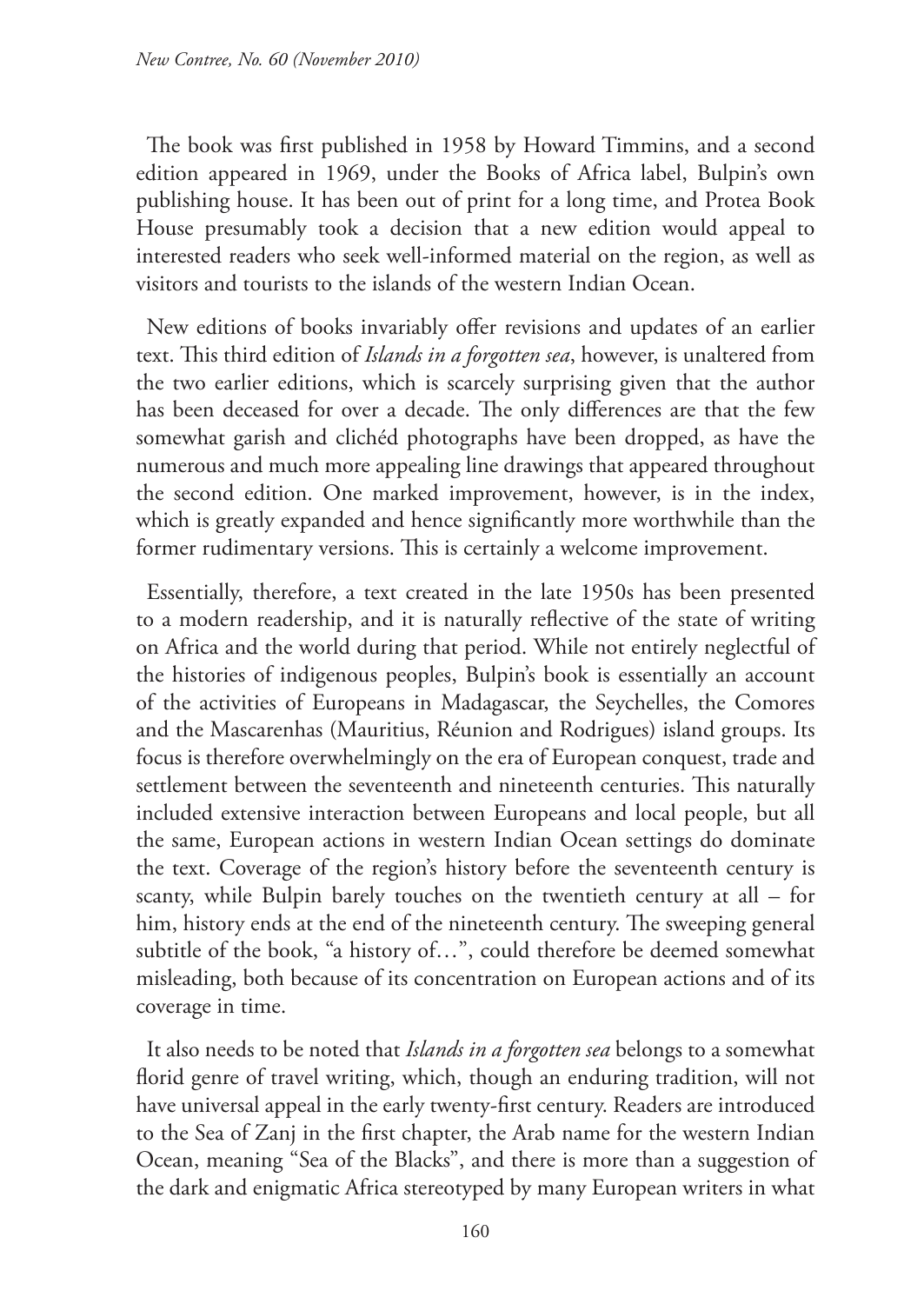The book was first published in 1958 by Howard Timmins, and a second edition appeared in 1969, under the Books of Africa label, Bulpin's own publishing house. It has been out of print for a long time, and Protea Book House presumably took a decision that a new edition would appeal to interested readers who seek well-informed material on the region, as well as visitors and tourists to the islands of the western Indian Ocean.

New editions of books invariably offer revisions and updates of an earlier text. This third edition of *Islands in a forgotten sea*, however, is unaltered from the two earlier editions, which is scarcely surprising given that the author has been deceased for over a decade. The only differences are that the few somewhat garish and clichéd photographs have been dropped, as have the numerous and much more appealing line drawings that appeared throughout the second edition. One marked improvement, however, is in the index, which is greatly expanded and hence significantly more worthwhile than the former rudimentary versions. This is certainly a welcome improvement.

Essentially, therefore, a text created in the late 1950s has been presented to a modern readership, and it is naturally reflective of the state of writing on Africa and the world during that period. While not entirely neglectful of the histories of indigenous peoples, Bulpin's book is essentially an account of the activities of Europeans in Madagascar, the Seychelles, the Comores and the Mascarenhas (Mauritius, Réunion and Rodrigues) island groups. Its focus is therefore overwhelmingly on the era of European conquest, trade and settlement between the seventeenth and nineteenth centuries. This naturally included extensive interaction between Europeans and local people, but all the same, European actions in western Indian Ocean settings do dominate the text. Coverage of the region's history before the seventeenth century is scanty, while Bulpin barely touches on the twentieth century at all – for him, history ends at the end of the nineteenth century. The sweeping general subtitle of the book, "a history of…", could therefore be deemed somewhat misleading, both because of its concentration on European actions and of its coverage in time.

It also needs to be noted that *Islands in a forgotten sea* belongs to a somewhat florid genre of travel writing, which, though an enduring tradition, will not have universal appeal in the early twenty-first century. Readers are introduced to the Sea of Zanj in the first chapter, the Arab name for the western Indian Ocean, meaning "Sea of the Blacks", and there is more than a suggestion of the dark and enigmatic Africa stereotyped by many European writers in what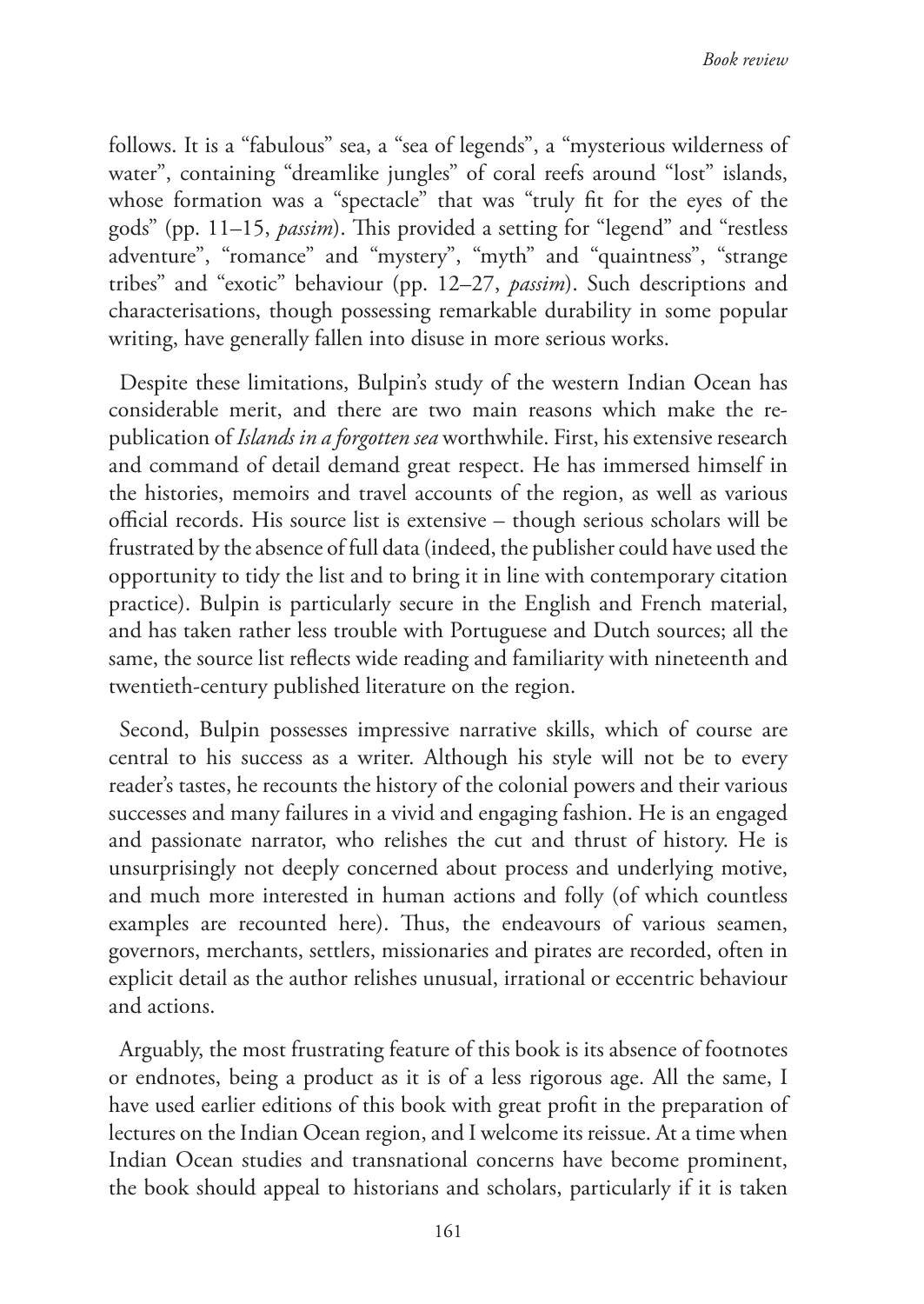follows. It is a "fabulous" sea, a "sea of legends", a "mysterious wilderness of water", containing "dreamlike jungles" of coral reefs around "lost" islands, whose formation was a "spectacle" that was "truly fit for the eyes of the gods" (pp. 11–15, *passim*). This provided a setting for "legend" and "restless adventure", "romance" and "mystery", "myth" and "quaintness", "strange tribes" and "exotic" behaviour (pp. 12–27, *passim*). Such descriptions and characterisations, though possessing remarkable durability in some popular writing, have generally fallen into disuse in more serious works.

Despite these limitations, Bulpin's study of the western Indian Ocean has considerable merit, and there are two main reasons which make the re-publication of *Islands in a forgotten sea* worthwhile. First, his extensive research and command of detail demand great respect. He has immersed himself in the histories, memoirs and travel accounts of the region, as well as various official records. His source list is extensive – though serious scholars will be frustrated by the absence of full data (indeed, the publisher could have used the opportunity to tidy the list and to bring it in line with contemporary citation practice). Bulpin is particularly secure in the English and French material, and has taken rather less trouble with Portuguese and Dutch sources; all the same, the source list reflects wide reading and familiarity with nineteenth and twentieth-century published literature on the region.

Second, Bulpin possesses impressive narrative skills, which of course are central to his success as a writer. Although his style will not be to every reader's tastes, he recounts the history of the colonial powers and their various successes and many failures in a vivid and engaging fashion. He is an engaged and passionate narrator, who relishes the cut and thrust of history. He is unsurprisingly not deeply concerned about process and underlying motive, and much more interested in human actions and folly (of which countless examples are recounted here). Thus, the endeavours of various seamen, governors, merchants, settlers, missionaries and pirates are recorded, often in explicit detail as the author relishes unusual, irrational or eccentric behaviour and actions.

Arguably, the most frustrating feature of this book is its absence of footnotes or endnotes, being a product as it is of a less rigorous age. All the same, I have used earlier editions of this book with great profit in the preparation of lectures on the Indian Ocean region, and I welcome its reissue. At a time when Indian Ocean studies and transnational concerns have become prominent, the book should appeal to historians and scholars, particularly if it is taken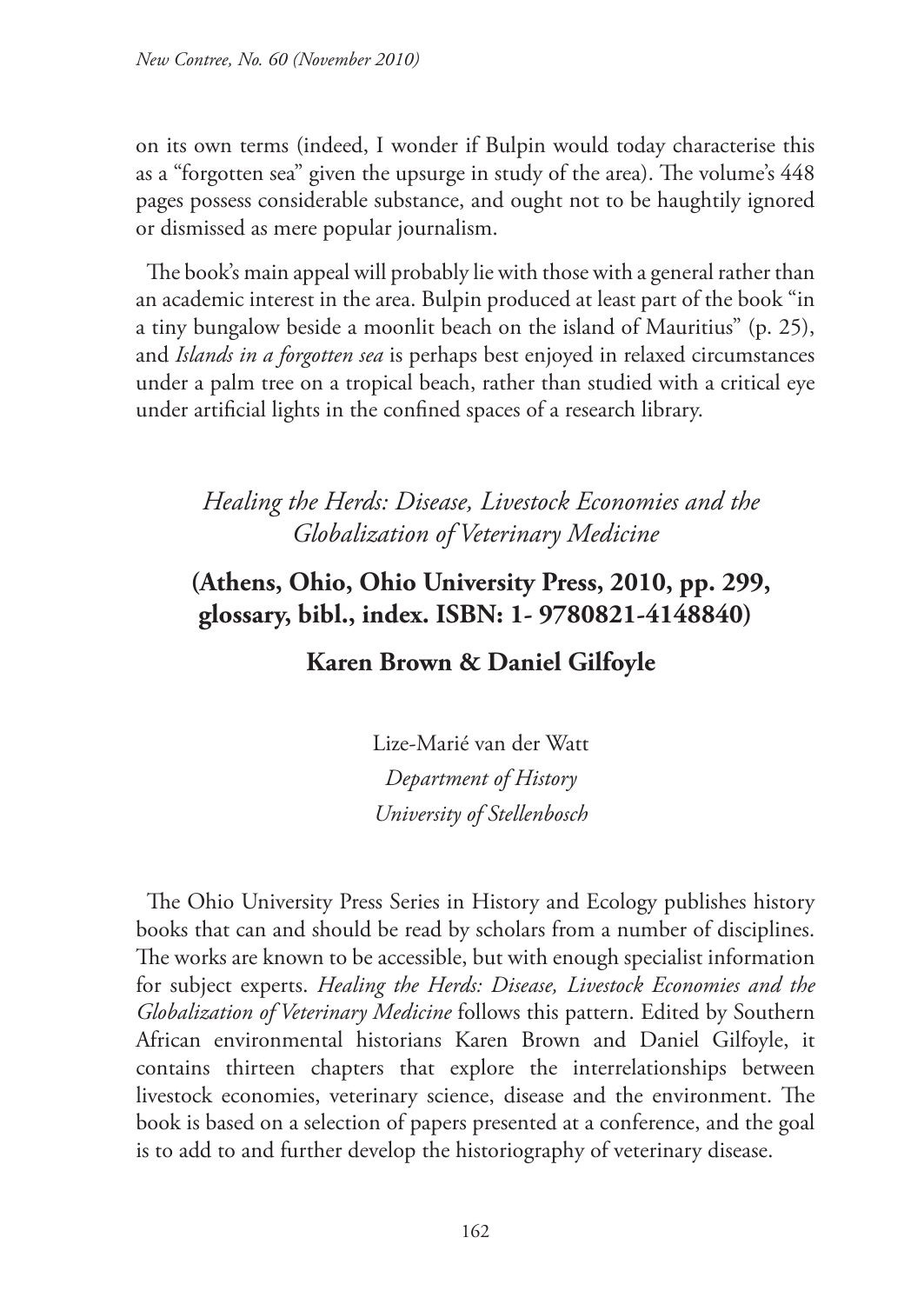on its own terms (indeed, I wonder if Bulpin would today characterise this as a "forgotten sea" given the upsurge in study of the area). The volume's 448 pages possess considerable substance, and ought not to be haughtily ignored or dismissed as mere popular journalism.

The book's main appeal will probably lie with those with a general rather than an academic interest in the area. Bulpin produced at least part of the book "in a tiny bungalow beside a moonlit beach on the island of Mauritius" (p. 25), and *Islands in a forgotten sea* is perhaps best enjoyed in relaxed circumstances under a palm tree on a tropical beach, rather than studied with a critical eye under artificial lights in the confined spaces of a research library.

## *Healing the Herds: Disease, Livestock Economies and the Globalization of Veterinary Medicine*

**(Athens, Ohio, Ohio University Press, 2010, pp. 299, glossary, bibl., index. ISBN: 1- 9780821-4148840)**

**Karen Brown & Daniel Gilfoyle**

Lize-Marié van der Watt
*Department of History*
*University of Stellenbosch*

The Ohio University Press Series in History and Ecology publishes history books that can and should be read by scholars from a number of disciplines. The works are known to be accessible, but with enough specialist information for subject experts. *Healing the Herds: Disease, Livestock Economies and the Globalization of Veterinary Medicine* follows this pattern. Edited by Southern African environmental historians Karen Brown and Daniel Gilfoyle, it contains thirteen chapters that explore the interrelationships between livestock economies, veterinary science, disease and the environment. The book is based on a selection of papers presented at a conference, and the goal is to add to and further develop the historiography of veterinary disease.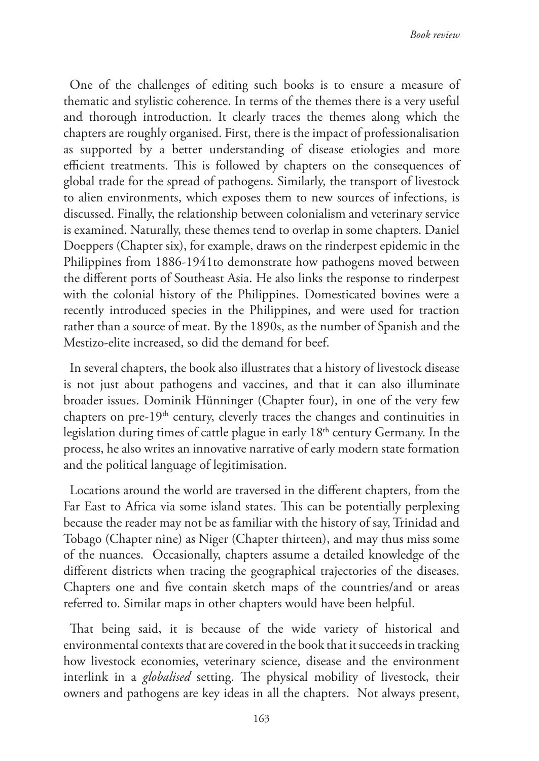One of the challenges of editing such books is to ensure a measure of thematic and stylistic coherence. In terms of the themes there is a very useful and thorough introduction. It clearly traces the themes along which the chapters are roughly organised. First, there is the impact of professionalisation as supported by a better understanding of disease etiologies and more efficient treatments. This is followed by chapters on the consequences of global trade for the spread of pathogens. Similarly, the transport of livestock to alien environments, which exposes them to new sources of infections, is discussed. Finally, the relationship between colonialism and veterinary service is examined. Naturally, these themes tend to overlap in some chapters. Daniel Doeppers (Chapter six), for example, draws on the rinderpest epidemic in the Philippines from 1886-1941to demonstrate how pathogens moved between the different ports of Southeast Asia. He also links the response to rinderpest with the colonial history of the Philippines. Domesticated bovines were a recently introduced species in the Philippines, and were used for traction rather than a source of meat. By the 1890s, as the number of Spanish and the Mestizo-elite increased, so did the demand for beef.

In several chapters, the book also illustrates that a history of livestock disease is not just about pathogens and vaccines, and that it can also illuminate broader issues. Dominik Hünninger (Chapter four), in one of the very few chapters on pre-19th century, cleverly traces the changes and continuities in legislation during times of cattle plague in early 18th century Germany. In the process, he also writes an innovative narrative of early modern state formation and the political language of legitimisation.

Locations around the world are traversed in the different chapters, from the Far East to Africa via some island states. This can be potentially perplexing because the reader may not be as familiar with the history of say, Trinidad and Tobago (Chapter nine) as Niger (Chapter thirteen), and may thus miss some of the nuances. Occasionally, chapters assume a detailed knowledge of the different districts when tracing the geographical trajectories of the diseases. Chapters one and five contain sketch maps of the countries/and or areas referred to. Similar maps in other chapters would have been helpful.

That being said, it is because of the wide variety of historical and environmental contexts that are covered in the book that it succeeds in tracking how livestock economies, veterinary science, disease and the environment interlink in a *globalised* setting. The physical mobility of livestock, their owners and pathogens are key ideas in all the chapters. Not always present,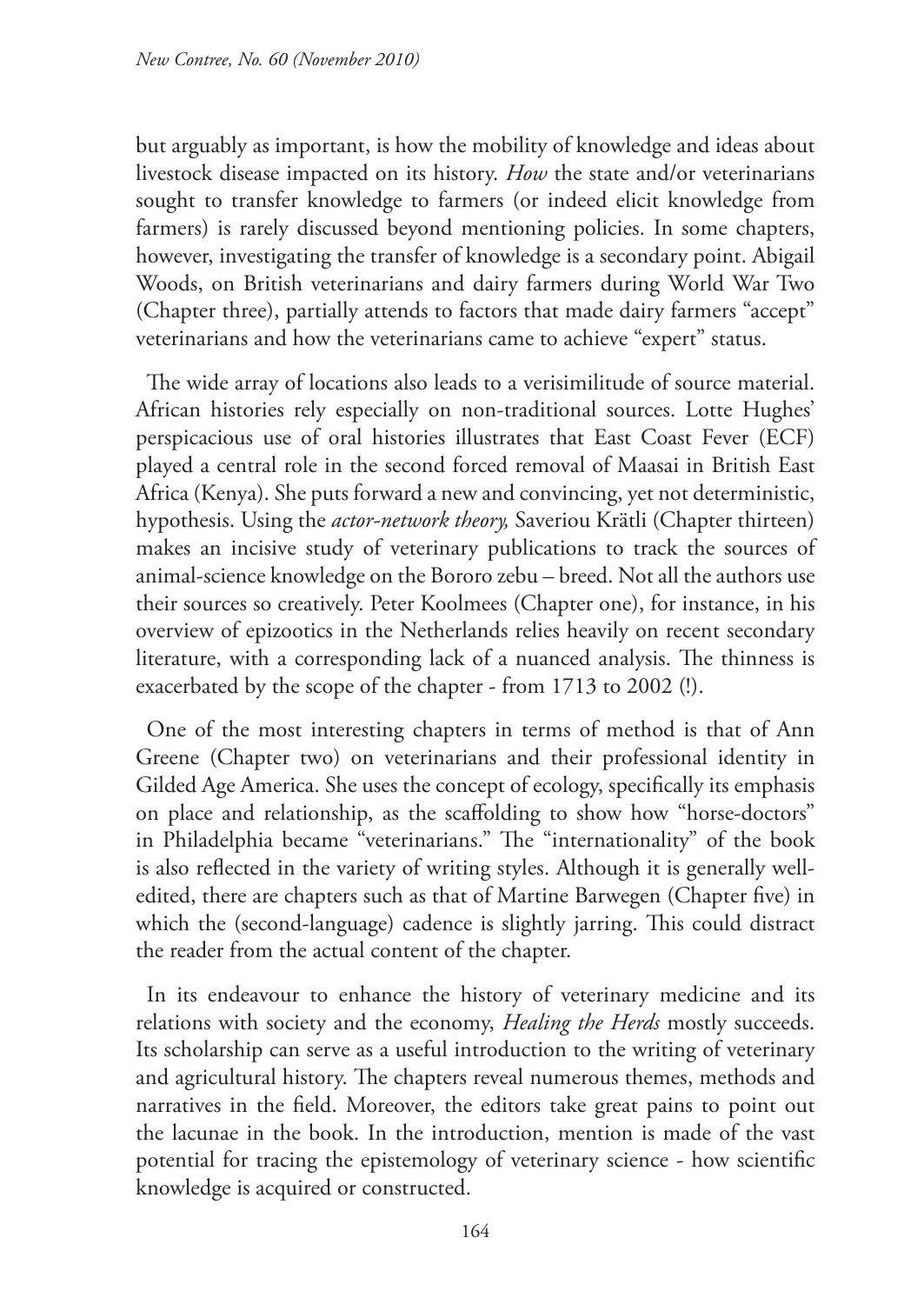but arguably as important, is how the mobility of knowledge and ideas about livestock disease impacted on its history. *How* the state and/or veterinarians sought to transfer knowledge to farmers (or indeed elicit knowledge from farmers) is rarely discussed beyond mentioning policies. In some chapters, however, investigating the transfer of knowledge is a secondary point. Abigail Woods, on British veterinarians and dairy farmers during World War Two (Chapter three), partially attends to factors that made dairy farmers "accept" veterinarians and how the veterinarians came to achieve "expert" status.

The wide array of locations also leads to a verisimilitude of source material. African histories rely especially on non-traditional sources. Lotte Hughes' perspicacious use of oral histories illustrates that East Coast Fever (ECF) played a central role in the second forced removal of Maasai in British East Africa (Kenya). She puts forward a new and convincing, yet not deterministic, hypothesis. Using the *actor-network theory,* Saveriou Krätli (Chapter thirteen) makes an incisive study of veterinary publications to track the sources of animal-science knowledge on the Bororo zebu – breed. Not all the authors use their sources so creatively. Peter Koolmees (Chapter one), for instance, in his overview of epizootics in the Netherlands relies heavily on recent secondary literature, with a corresponding lack of a nuanced analysis. The thinness is exacerbated by the scope of the chapter - from 1713 to 2002 (!).

One of the most interesting chapters in terms of method is that of Ann Greene (Chapter two) on veterinarians and their professional identity in Gilded Age America. She uses the concept of ecology, specifically its emphasis on place and relationship, as the scaffolding to show how "horse-doctors" in Philadelphia became "veterinarians." The "internationality" of the book is also reflected in the variety of writing styles. Although it is generally well-edited, there are chapters such as that of Martine Barwegen (Chapter five) in which the (second-language) cadence is slightly jarring. This could distract the reader from the actual content of the chapter.

In its endeavour to enhance the history of veterinary medicine and its relations with society and the economy, *Healing the Herds* mostly succeeds. Its scholarship can serve as a useful introduction to the writing of veterinary and agricultural history. The chapters reveal numerous themes, methods and narratives in the field. Moreover, the editors take great pains to point out the lacunae in the book. In the introduction, mention is made of the vast potential for tracing the epistemology of veterinary science - how scientific knowledge is acquired or constructed.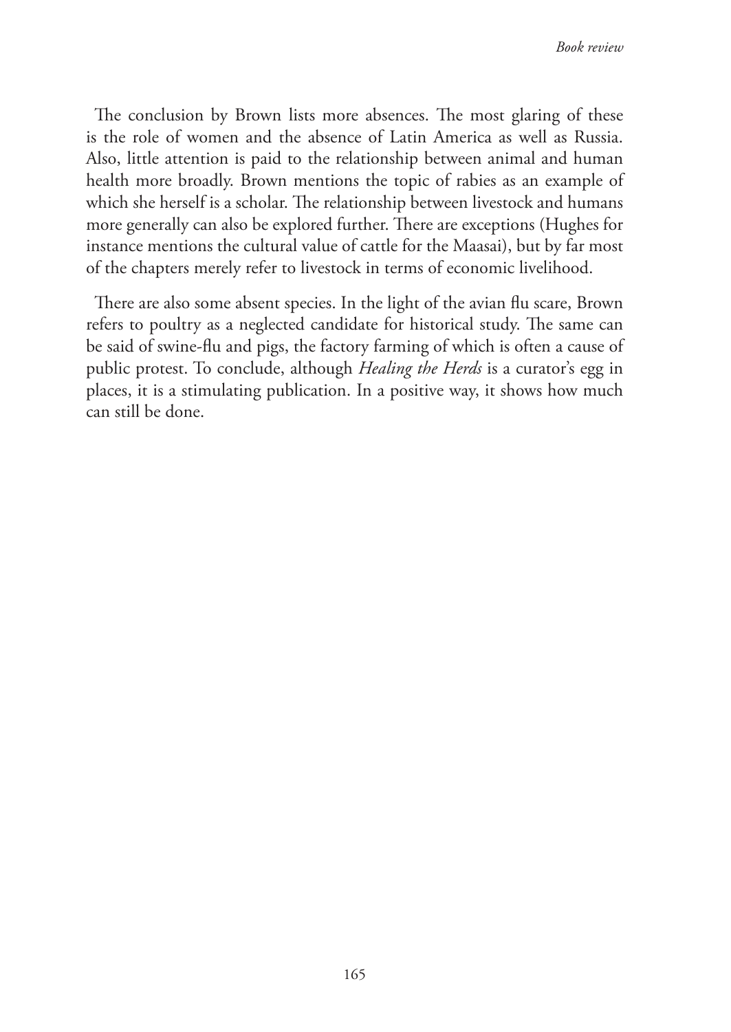The conclusion by Brown lists more absences. The most glaring of these is the role of women and the absence of Latin America as well as Russia. Also, little attention is paid to the relationship between animal and human health more broadly. Brown mentions the topic of rabies as an example of which she herself is a scholar. The relationship between livestock and humans more generally can also be explored further. There are exceptions (Hughes for instance mentions the cultural value of cattle for the Maasai), but by far most of the chapters merely refer to livestock in terms of economic livelihood.

There are also some absent species. In the light of the avian flu scare, Brown refers to poultry as a neglected candidate for historical study. The same can be said of swine-flu and pigs, the factory farming of which is often a cause of public protest. To conclude, although *Healing the Herds* is a curator's egg in places, it is a stimulating publication. In a positive way, it shows how much can still be done.